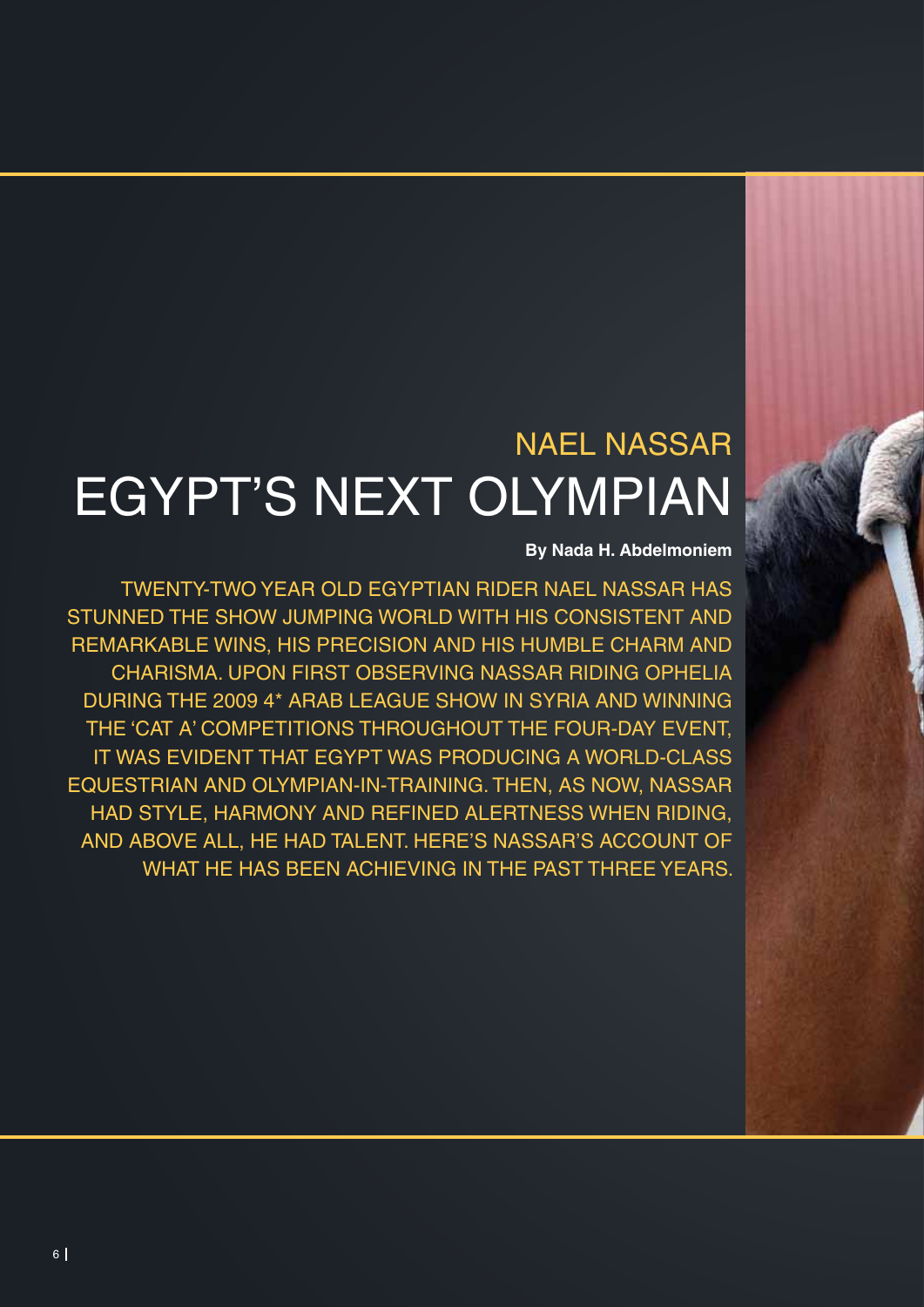## NAEL NASSAR

# EGYPT'S NEXT OLYMPIAN

**By Nada H. Abdelmoniem**

TWENTY-TWO YEAR OLD EGYPTIAN RIDER NAEL NASSAR HAS STUNNED THE SHOW JUMPING WORLD WITH HIS CONSISTENT AND REMARKABLE WINS, HIS PRECISION AND HIS HUMBLE CHARM AND CHARISMA. UPON FIRST OBSERVING NASSAR RIDING OPHELIA DURING THE 2009 4* ARAB LEAGUE SHOW IN SYRIA AND WINNING THE 'CAT A' COMPETITIONS THROUGHOUT THE FOUR-DAY EVENT, IT WAS EVIDENT THAT EGYPT WAS PRODUCING A WORLD-CLASS EQUESTRIAN AND OLYMPIAN-IN-TRAINING. THEN, AS NOW, NASSAR HAD STYLE, HARMONY AND REFINED ALERTNESS WHEN RIDING, AND ABOVE ALL, HE HAD TALENT. HERE'S NASSAR'S ACCOUNT OF WHAT HE HAS BEEN ACHIEVING IN THE PAST THREE YEARS.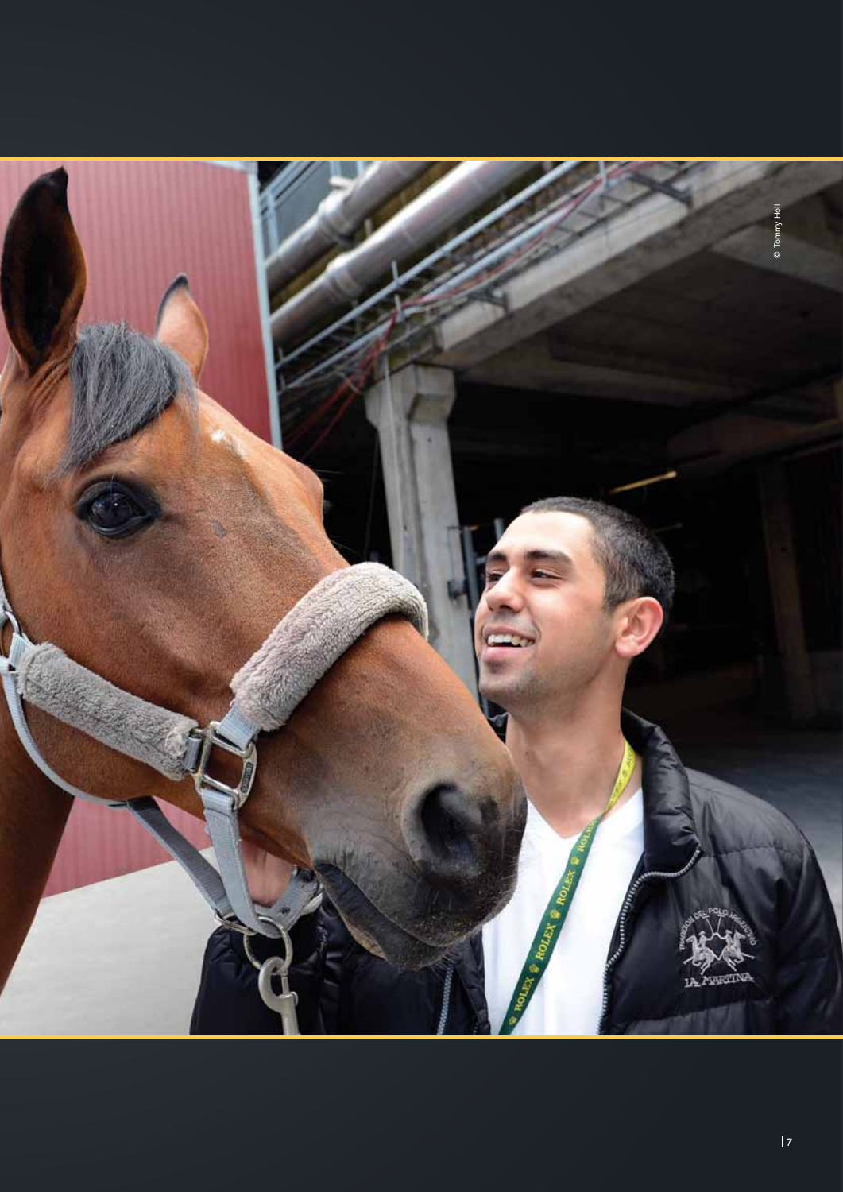© Tommy Holl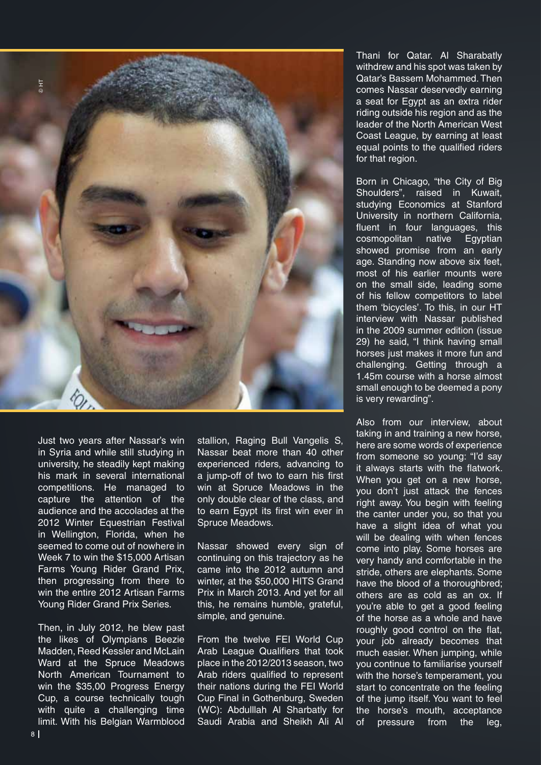Just two years after Nassar's win in Syria and while still studying in university, he steadily kept making his mark in several international competitions. He managed to capture the attention of the audience and the accolades at the 2012 Winter Equestrian Festival in Wellington, Florida, when he seemed to come out of nowhere in Week 7 to win the $15,000 Artisan Farms Young Rider Grand Prix, then progressing from there to win the entire 2012 Artisan Farms Young Rider Grand Prix Series.

Then, in July 2012, he blew past the likes of Olympians Beezie Madden, Reed Kessler and McLain Ward at the Spruce Meadows North American Tournament to win the $35,00 Progress Energy Cup, a course technically tough with quite a challenging time limit. With his Belgian Warmblood stallion, Raging Bull Vangelis S, Nassar beat more than 40 other experienced riders, advancing to a jump-off of two to earn his first win at Spruce Meadows in the only double clear of the class, and to earn Egypt its first win ever in Spruce Meadows.

Nassar showed every sign of continuing on this trajectory as he came into the 2012 autumn and winter, at the $50,000 HITS Grand Prix in March 2013. And yet for all this, he remains humble, grateful, simple, and genuine.

From the twelve FEI World Cup Arab League Qualifiers that took place in the 2012/2013 season, two Arab riders qualified to represent their nations during the FEI World Cup Final in Gothenburg, Sweden (WC): Abdulllah Al Sharbatly for Saudi Arabia and Sheikh Ali Al Thani for Qatar. Al Sharabatly withdrew and his spot was taken by Qatar's Bassem Mohammed. Then comes Nassar deservedly earning a seat for Egypt as an extra rider riding outside his region and as the leader of the North American West Coast League, by earning at least equal points to the qualified riders for that region.

Born in Chicago, "the City of Big Shoulders", raised in Kuwait, studying Economics at Stanford University in northern California, fluent in four languages, this cosmopolitan native Egyptian showed promise from an early age. Standing now above six feet, most of his earlier mounts were on the small side, leading some of his fellow competitors to label them 'bicycles'. To this, in our HT interview with Nassar published in the 2009 summer edition (issue 29) he said, "I think having small horses just makes it more fun and challenging. Getting through a 1.45m course with a horse almost small enough to be deemed a pony is very rewarding".

Also from our interview, about taking in and training a new horse, here are some words of experience from someone so young: "I'd say it always starts with the flatwork. When you get on a new horse, you don't just attack the fences right away. You begin with feeling the canter under you, so that you have a slight idea of what you will be dealing with when fences come into play. Some horses are very handy and comfortable in the stride, others are elephants. Some have the blood of a thoroughbred; others are as cold as an ox. If you're able to get a good feeling of the horse as a whole and have roughly good control on the flat, your job already becomes that much easier. When jumping, while you continue to familiarise yourself with the horse's temperament, you start to concentrate on the feeling of the jump itself. You want to feel the horse's mouth, acceptance of pressure from the leg,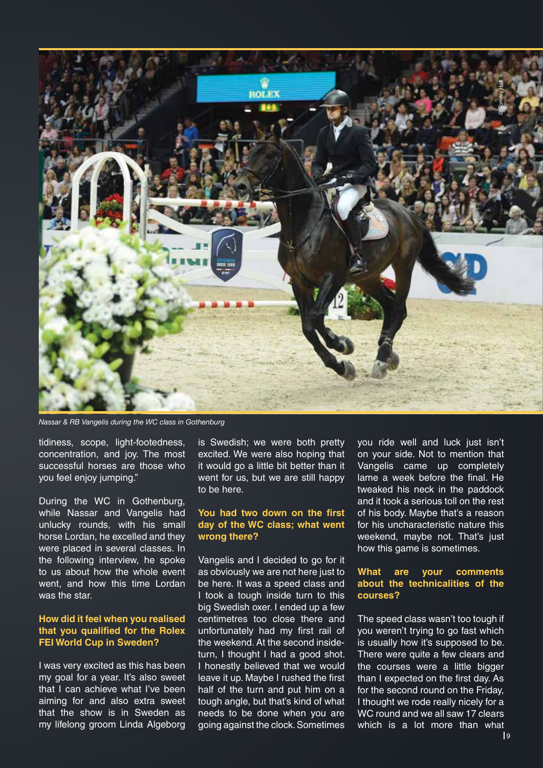*Nassar & RB Vangelis during the WC class in Gothenburg*

tidiness, scope, light-footedness, concentration, and joy. The most successful horses are those who you feel enjoy jumping."

During the WC in Gothenburg, while Nassar and Vangelis had unlucky rounds, with his small horse Lordan, he excelled and they were placed in several classes. In the following interview, he spoke to us about how the whole event went, and how this time Lordan was the star.

**How did it feel when you realised that you qualified for the Rolex FEI World Cup in Sweden?**

I was very excited as this has been my goal for a year. It's also sweet that I can achieve what I've been aiming for and also extra sweet that the show is in Sweden as my lifelong groom Linda Algeborg is Swedish; we were both pretty excited. We were also hoping that it would go a little bit better than it went for us, but we are still happy to be here.

**You had two down on the first day of the WC class; what went wrong there?**

Vangelis and I decided to go for it as obviously we are not here just to be here. It was a speed class and I took a tough inside turn to this big Swedish oxer. I ended up a few centimetres too close there and unfortunately had my first rail of the weekend. At the second inside-turn, I thought I had a good shot. I honestly believed that we would leave it up. Maybe I rushed the first half of the turn and put him on a tough angle, but that's kind of what needs to be done when you are going against the clock. Sometimes you ride well and luck just isn't on your side. Not to mention that Vangelis came up completely lame a week before the final. He tweaked his neck in the paddock and it took a serious toll on the rest of his body. Maybe that's a reason for his uncharacteristic nature this weekend, maybe not. That's just how this game is sometimes.

**What are your comments about the technicalities of the courses?**

The speed class wasn't too tough if you weren't trying to go fast which is usually how it's supposed to be. There were quite a few clears and the courses were a little bigger than I expected on the first day. As for the second round on the Friday, I thought we rode really nicely for a WC round and we all saw 17 clears which is a lot more than what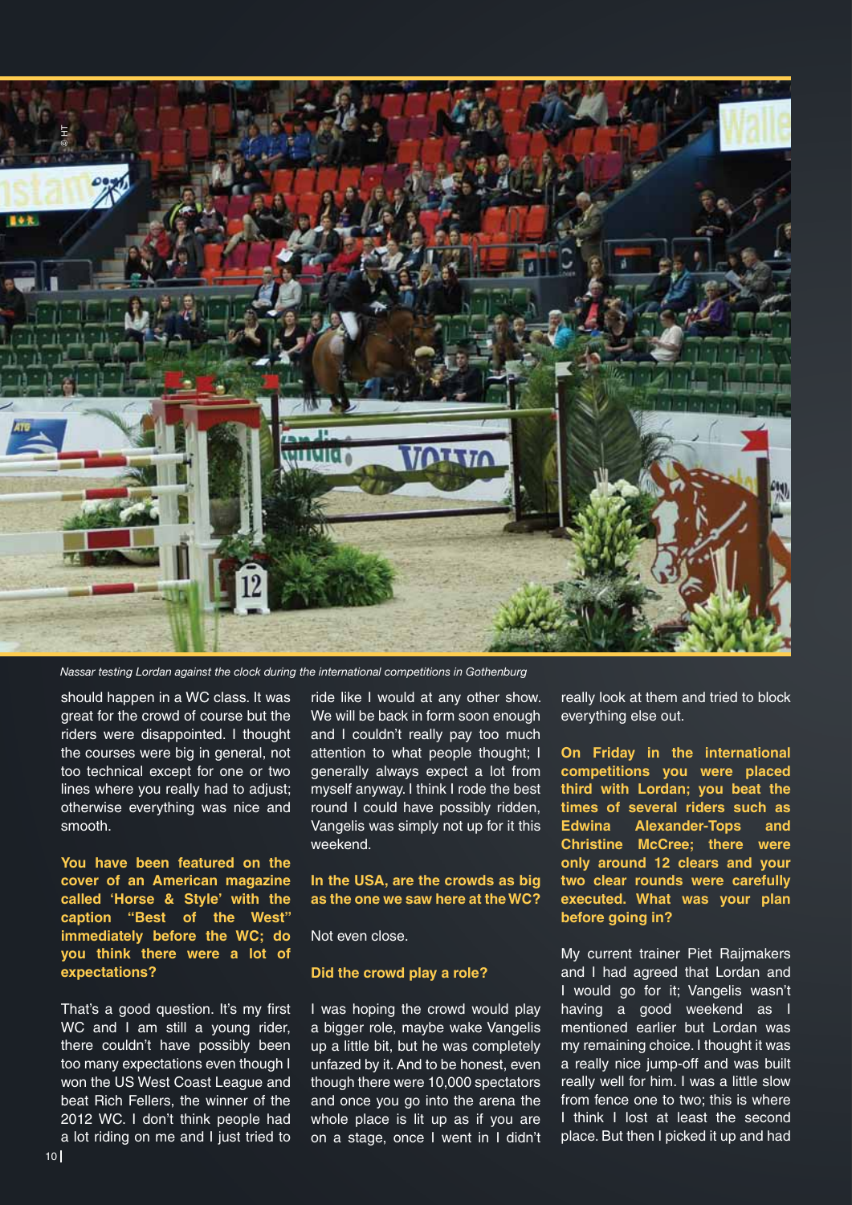*Nassar testing Lordan against the clock during the international competitions in Gothenburg*

should happen in a WC class. It was great for the crowd of course but the riders were disappointed. I thought the courses were big in general, not too technical except for one or two lines where you really had to adjust; otherwise everything was nice and smooth.

**You have been featured on the cover of an American magazine called 'Horse & Style' with the caption "Best of the West" immediately before the WC; do you think there were a lot of expectations?**

That's a good question. It's my first WC and I am still a young rider, there couldn't have possibly been too many expectations even though I won the US West Coast League and beat Rich Fellers, the winner of the 2012 WC. I don't think people had a lot riding on me and I just tried to ride like I would at any other show. We will be back in form soon enough and I couldn't really pay too much attention to what people thought; I generally always expect a lot from myself anyway. I think I rode the best round I could have possibly ridden, Vangelis was simply not up for it this weekend.

**In the USA, are the crowds as big as the one we saw here at the WC?**

Not even close.

**Did the crowd play a role?**

I was hoping the crowd would play a bigger role, maybe wake Vangelis up a little bit, but he was completely unfazed by it. And to be honest, even though there were 10,000 spectators and once you go into the arena the whole place is lit up as if you are on a stage, once I went in I didn't really look at them and tried to block everything else out.

**On Friday in the international competitions you were placed third with Lordan; you beat the times of several riders such as Edwina Alexander-Tops and Christine McCree; there were only around 12 clears and your two clear rounds were carefully executed. What was your plan before going in?**

My current trainer Piet Raijmakers and I had agreed that Lordan and I would go for it; Vangelis wasn't having a good weekend as I mentioned earlier but Lordan was my remaining choice. I thought it was a really nice jump-off and was built really well for him. I was a little slow from fence one to two; this is where I think I lost at least the second place. But then I picked it up and had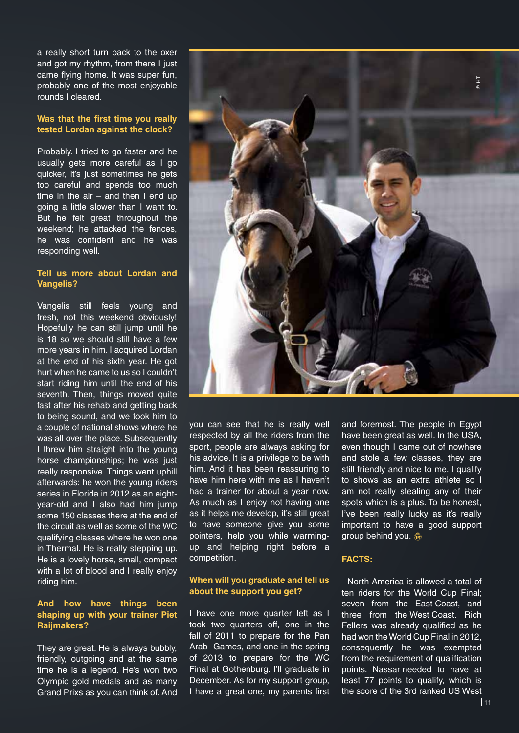a really short turn back to the oxer and got my rhythm, from there I just came flying home. It was super fun, probably one of the most enjoyable rounds I cleared.

**Was that the first time you really tested Lordan against the clock?**

Probably. I tried to go faster and he usually gets more careful as I go quicker, it's just sometimes he gets too careful and spends too much time in the air – and then I end up going a little slower than I want to. But he felt great throughout the weekend; he attacked the fences, he was confident and he was responding well.

**Tell us more about Lordan and Vangelis?**

Vangelis still feels young and fresh, not this weekend obviously! Hopefully he can still jump until he is 18 so we should still have a few more years in him. I acquired Lordan at the end of his sixth year. He got hurt when he came to us so I couldn't start riding him until the end of his seventh. Then, things moved quite fast after his rehab and getting back to being sound, and we took him to a couple of national shows where he was all over the place. Subsequently I threw him straight into the young horse championships; he was just really responsive. Things went uphill afterwards: he won the young riders series in Florida in 2012 as an eight-year-old and I also had him jump some 150 classes there at the end of the circuit as well as some of the WC qualifying classes where he won one in Thermal. He is really stepping up. He is a lovely horse, small, compact with a lot of blood and I really enjoy riding him.

**And how have things been shaping up with your trainer Piet Raijmakers?**

They are great. He is always bubbly, friendly, outgoing and at the same time he is a legend. He's won two Olympic gold medals and as many Grand Prixs as you can think of. And you can see that he is really well respected by all the riders from the sport, people are always asking for his advice. It is a privilege to be with him. And it has been reassuring to have him here with me as I haven't had a trainer for about a year now. As much as I enjoy not having one as it helps me develop, it's still great to have someone give you some pointers, help you while warming-up and helping right before a competition.

**When will you graduate and tell us about the support you get?**

I have one more quarter left as I took two quarters off, one in the fall of 2011 to prepare for the Pan Arab Games, and one in the spring of 2013 to prepare for the WC Final at Gothenburg. I'll graduate in December. As for my support group, I have a great one, my parents first and foremost. The people in Egypt have been great as well. In the USA, even though I came out of nowhere and stole a few classes, they are still friendly and nice to me. I qualify to shows as an extra athlete so I am not really stealing any of their spots which is a plus. To be honest, I've been really lucky as it's really important to have a good support group behind you.

**FACTS:**

- North America is allowed a total of ten riders for the World Cup Final; seven from the East Coast, and three from the West Coast. Rich Fellers was already qualified as he had won the World Cup Final in 2012, consequently he was exempted from the requirement of qualification points. Nassar needed to have at least 77 points to qualify, which is the score of the 3rd ranked US West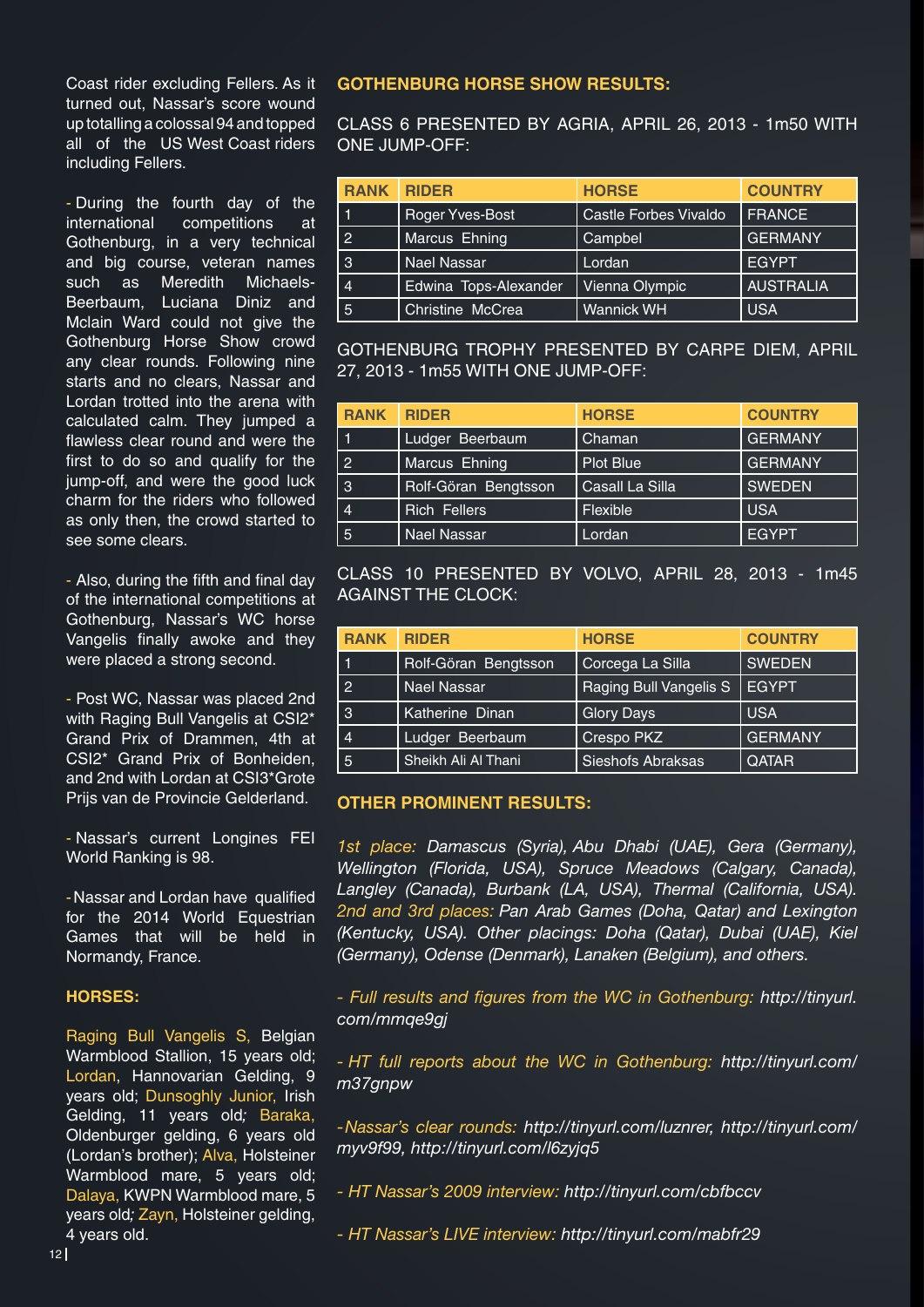Coast rider excluding Fellers. As it turned out, Nassar's score wound up totalling a colossal 94 and topped all of the US West Coast riders including Fellers.

- During the fourth day of the international competitions at Gothenburg, in a very technical and big course, veteran names such as Meredith Michaels-Beerbaum, Luciana Diniz and Mclain Ward could not give the Gothenburg Horse Show crowd any clear rounds. Following nine starts and no clears, Nassar and Lordan trotted into the arena with calculated calm. They jumped a flawless clear round and were the first to do so and qualify for the jump-off, and were the good luck charm for the riders who followed as only then, the crowd started to see some clears.

- Also, during the fifth and final day of the international competitions at Gothenburg, Nassar's WC horse Vangelis finally awoke and they were placed a strong second.

- Post WC, Nassar was placed 2nd with Raging Bull Vangelis at CSI2* Grand Prix of Drammen, 4th at CSI2* Grand Prix of Bonheiden, and 2nd with Lordan at CSI3*Grote Prijs van de Provincie Gelderland.

- Nassar's current Longines FEI World Ranking is 98.

- Nassar and Lordan have qualified for the 2014 World Equestrian Games that will be held in Normandy, France.

### HORSES:

Raging Bull Vangelis S, Belgian Warmblood Stallion, 15 years old; Lordan, Hannovarian Gelding, 9 years old; Dunsoghly Junior, Irish Gelding, 11 years old; Baraka, Oldenburger gelding, 6 years old (Lordan's brother); Alva, Holsteiner Warmblood mare, 5 years old; Dalaya, KWPN Warmblood mare, 5 years old; Zayn, Holsteiner gelding, 4 years old.

### GOTHENBURG HORSE SHOW RESULTS:

CLASS 6 PRESENTED BY AGRIA, APRIL 26, 2013 - 1m50 WITH ONE JUMP-OFF:

| RANK | RIDER | HORSE | COUNTRY |
|---|---|---|---|
| 1 | Roger Yves-Bost | Castle Forbes Vivaldo | FRANCE |
| 2 | Marcus Ehning | Campbel | GERMANY |
| 3 | Nael Nassar | Lordan | EGYPT |
| 4 | Edwina Tops-Alexander | Vienna Olympic | AUSTRALIA |
| 5 | Christine McCrea | Wannick WH | USA |

GOTHENBURG TROPHY PRESENTED BY CARPE DIEM, APRIL 27, 2013 - 1m55 WITH ONE JUMP-OFF:

| RANK | RIDER | HORSE | COUNTRY |
|---|---|---|---|
| 1 | Ludger Beerbaum | Chaman | GERMANY |
| 2 | Marcus Ehning | Plot Blue | GERMANY |
| 3 | Rolf-Göran Bengtsson | Casall La Silla | SWEDEN |
| 4 | Rich Fellers | Flexible | USA |
| 5 | Nael Nassar | Lordan | EGYPT |

CLASS 10 PRESENTED BY VOLVO, APRIL 28, 2013 - 1m45 AGAINST THE CLOCK:

| RANK | RIDER | HORSE | COUNTRY |
|---|---|---|---|
| 1 | Rolf-Göran Bengtsson | Corcega La Silla | SWEDEN |
| 2 | Nael Nassar | Raging Bull Vangelis S | EGYPT |
| 3 | Katherine Dinan | Glory Days | USA |
| 4 | Ludger Beerbaum | Crespo PKZ | GERMANY |
| 5 | Sheikh Ali Al Thani | Sieshofs Abraksas | QATAR |

### OTHER PROMINENT RESULTS:

*1st place: Damascus (Syria), Abu Dhabi (UAE), Gera (Germany), Wellington (Florida, USA), Spruce Meadows (Calgary, Canada), Langley (Canada), Burbank (LA, USA), Thermal (California, USA). 2nd and 3rd places: Pan Arab Games (Doha, Qatar) and Lexington (Kentucky, USA). Other placings: Doha (Qatar), Dubai (UAE), Kiel (Germany), Odense (Denmark), Lanaken (Belgium), and others.*

*- Full results and figures from the WC in Gothenburg: http://tinyurl.com/mmqe9gj*

*- HT full reports about the WC in Gothenburg: http://tinyurl.com/m37gnpw*

*-Nassar's clear rounds: http://tinyurl.com/luznrer, http://tinyurl.com/myv9f99, http://tinyurl.com/l6zyjq5*

*- HT Nassar's 2009 interview: http://tinyurl.com/cbfbccv*

*- HT Nassar's LIVE interview: http://tinyurl.com/mabfr29*